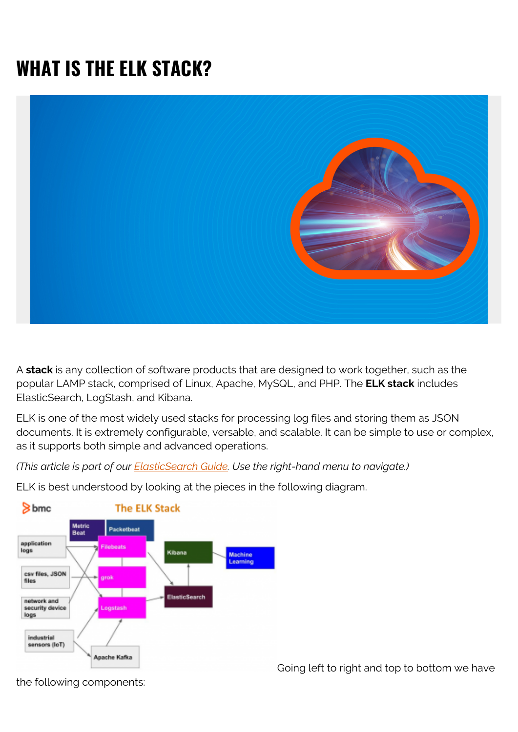# WHAT IS THE ELK STACK?

A **stack** is any collection of software products that are designed to work together, such as the popular LAMP stack, comprised of Linux, Apache, MySQL, and PHP. The **ELK stack** includes ElasticSearch, LogStash, and Kibana.

ELK is one of the most widely used stacks for processing log files and storing them as JSON documents. It is extremely configurable, versable, and scalable. It can be simple to use or complex, as it supports both simple and advanced operations.

*(This article is part of our [ElasticSearch Guide](). Use the right-hand menu to navigate.)*

ELK is best understood by looking at the pieces in the following diagram.

Going left to right and top to bottom we have the following components: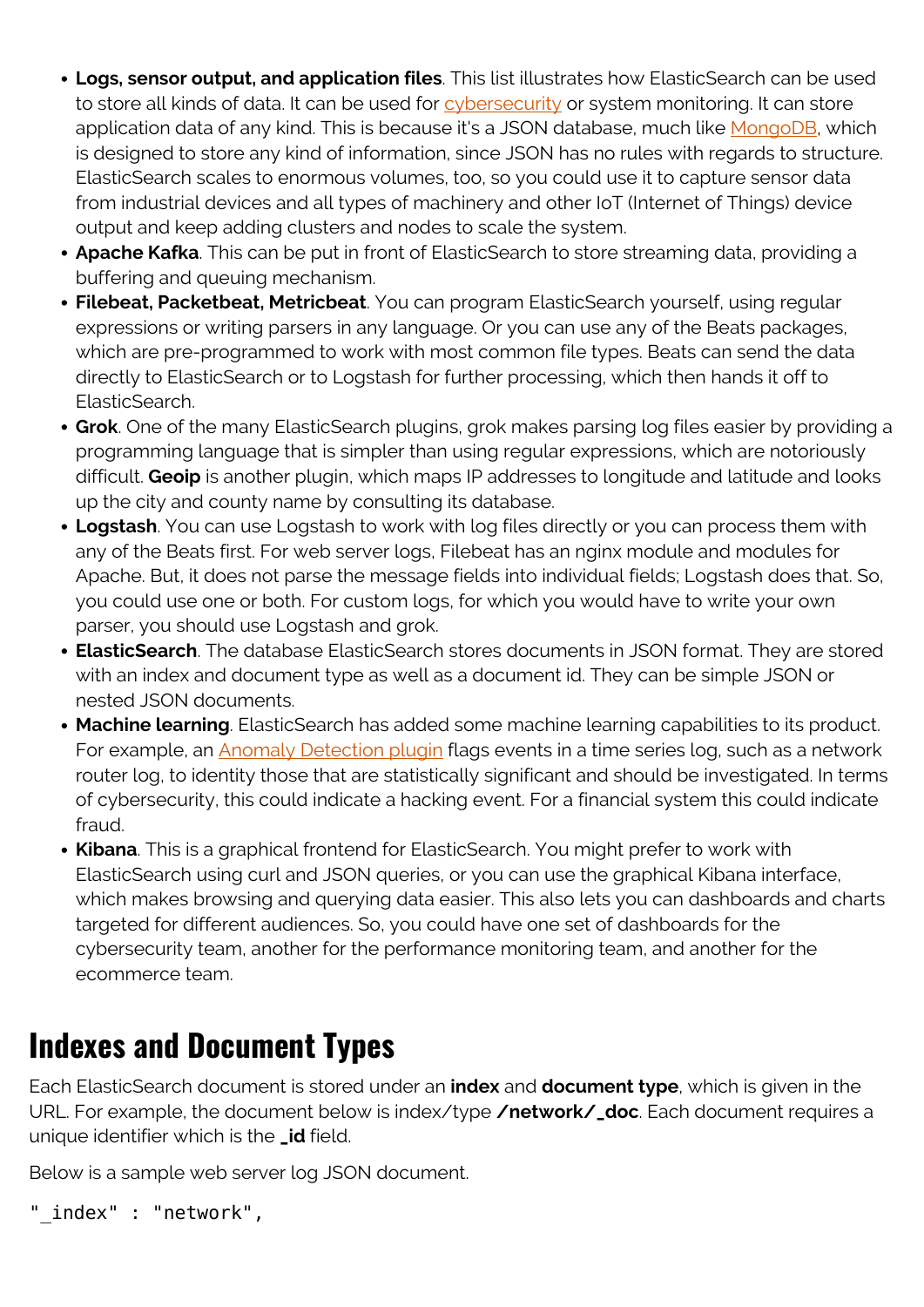- **Logs, sensor output, and application files**. This list illustrates how ElasticSearch can be used to store all kinds of data. It can be used for cybersecurity or system monitoring. It can store application data of any kind. This is because it's a JSON database, much like MongoDB, which is designed to store any kind of information, since JSON has no rules with regards to structure. ElasticSearch scales to enormous volumes, too, so you could use it to capture sensor data from industrial devices and all types of machinery and other IoT (Internet of Things) device output and keep adding clusters and nodes to scale the system.
- **Apache Kafka**. This can be put in front of ElasticSearch to store streaming data, providing a buffering and queuing mechanism.
- **Filebeat, Packetbeat, Metricbeat**. You can program ElasticSearch yourself, using regular expressions or writing parsers in any language. Or you can use any of the Beats packages, which are pre-programmed to work with most common file types. Beats can send the data directly to ElasticSearch or to Logstash for further processing, which then hands it off to ElasticSearch.
- **Grok**. One of the many ElasticSearch plugins, grok makes parsing log files easier by providing a programming language that is simpler than using regular expressions, which are notoriously difficult. **Geoip** is another plugin, which maps IP addresses to longitude and latitude and looks up the city and county name by consulting its database.
- **Logstash**. You can use Logstash to work with log files directly or you can process them with any of the Beats first. For web server logs, Filebeat has an nginx module and modules for Apache. But, it does not parse the message fields into individual fields; Logstash does that. So, you could use one or both. For custom logs, for which you would have to write your own parser, you should use Logstash and grok.
- **ElasticSearch**. The database ElasticSearch stores documents in JSON format. They are stored with an index and document type as well as a document id. They can be simple JSON or nested JSON documents.
- **Machine learning**. ElasticSearch has added some machine learning capabilities to its product. For example, an Anomaly Detection plugin flags events in a time series log, such as a network router log, to identity those that are statistically significant and should be investigated. In terms of cybersecurity, this could indicate a hacking event. For a financial system this could indicate fraud.
- **Kibana**. This is a graphical frontend for ElasticSearch. You might prefer to work with ElasticSearch using curl and JSON queries, or you can use the graphical Kibana interface, which makes browsing and querying data easier. This also lets you can dashboards and charts targeted for different audiences. So, you could have one set of dashboards for the cybersecurity team, another for the performance monitoring team, and another for the ecommerce team.

## Indexes and Document Types

Each ElasticSearch document is stored under an **index** and **document type**, which is given in the URL. For example, the document below is index/type **/network/_doc**. Each document requires a unique identifier which is the **_id** field.

Below is a sample web server log JSON document.

```
"_index" : "network",
```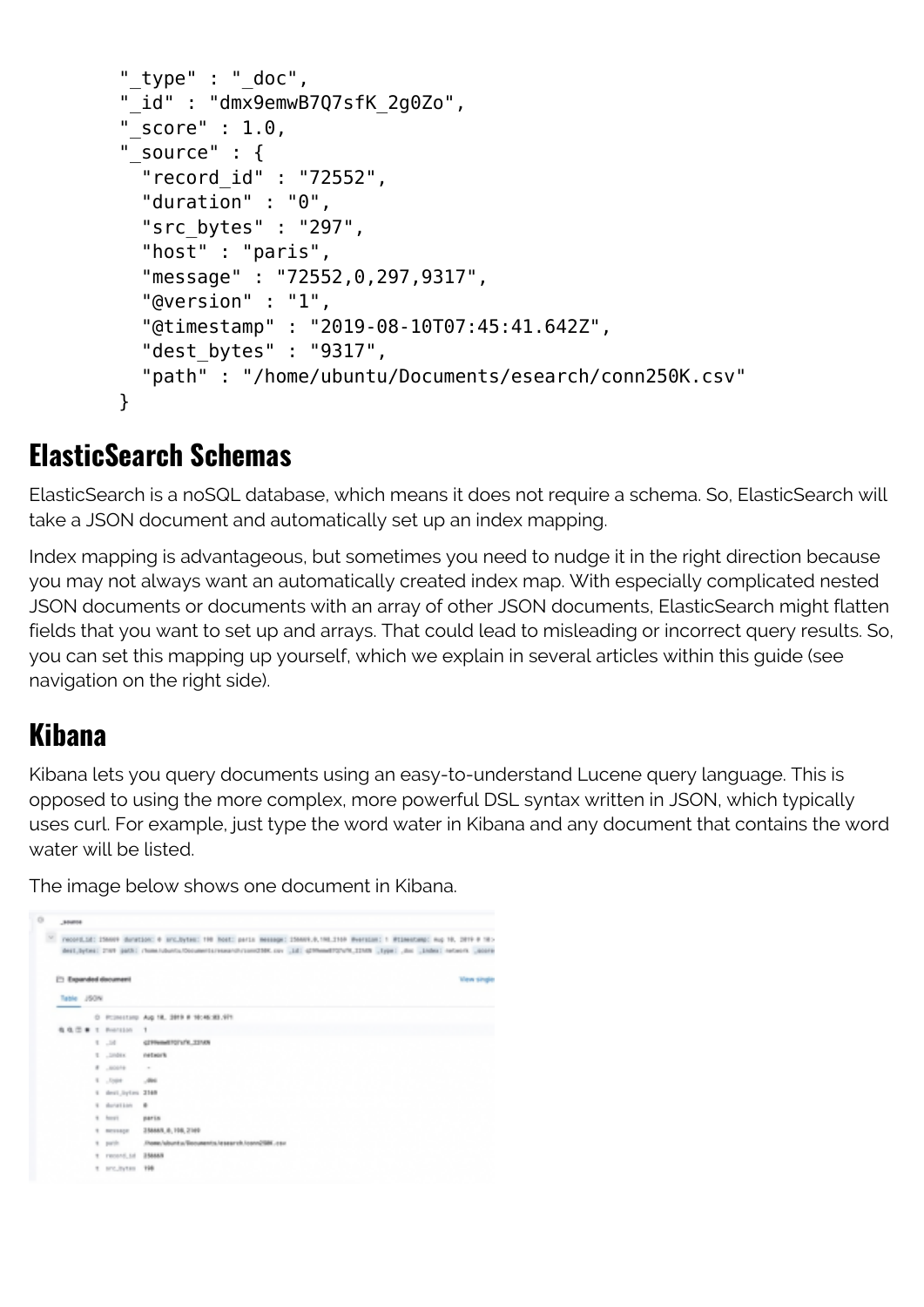```
"_type" : "_doc",
"_id" : "dmx9emwB7Q7sfK_2g0Zo",
"_score" : 1.0,
"_source" : {
  "record_id" : "72552",
  "duration" : "0",
  "src_bytes" : "297",
  "host" : "paris",
  "message" : "72552,0,297,9317",
  "@version" : "1",
  "@timestamp" : "2019-08-10T07:45:41.642Z",
  "dest_bytes" : "9317",
  "path" : "/home/ubuntu/Documents/esearch/conn250K.csv"
}
```

## ElasticSearch Schemas

ElasticSearch is a noSQL database, which means it does not require a schema. So, ElasticSearch will take a JSON document and automatically set up an index mapping.

Index mapping is advantageous, but sometimes you need to nudge it in the right direction because you may not always want an automatically created index map. With especially complicated nested JSON documents or documents with an array of other JSON documents, ElasticSearch might flatten fields that you want to set up and arrays. That could lead to misleading or incorrect query results. So, you can set this mapping up yourself, which we explain in several articles within this guide (see navigation on the right side).

## Kibana

Kibana lets you query documents using an easy-to-understand Lucene query language. This is opposed to using the more complex, more powerful DSL syntax written in JSON, which typically uses curl. For example, just type the word water in Kibana and any document that contains the word water will be listed.

The image below shows one document in Kibana.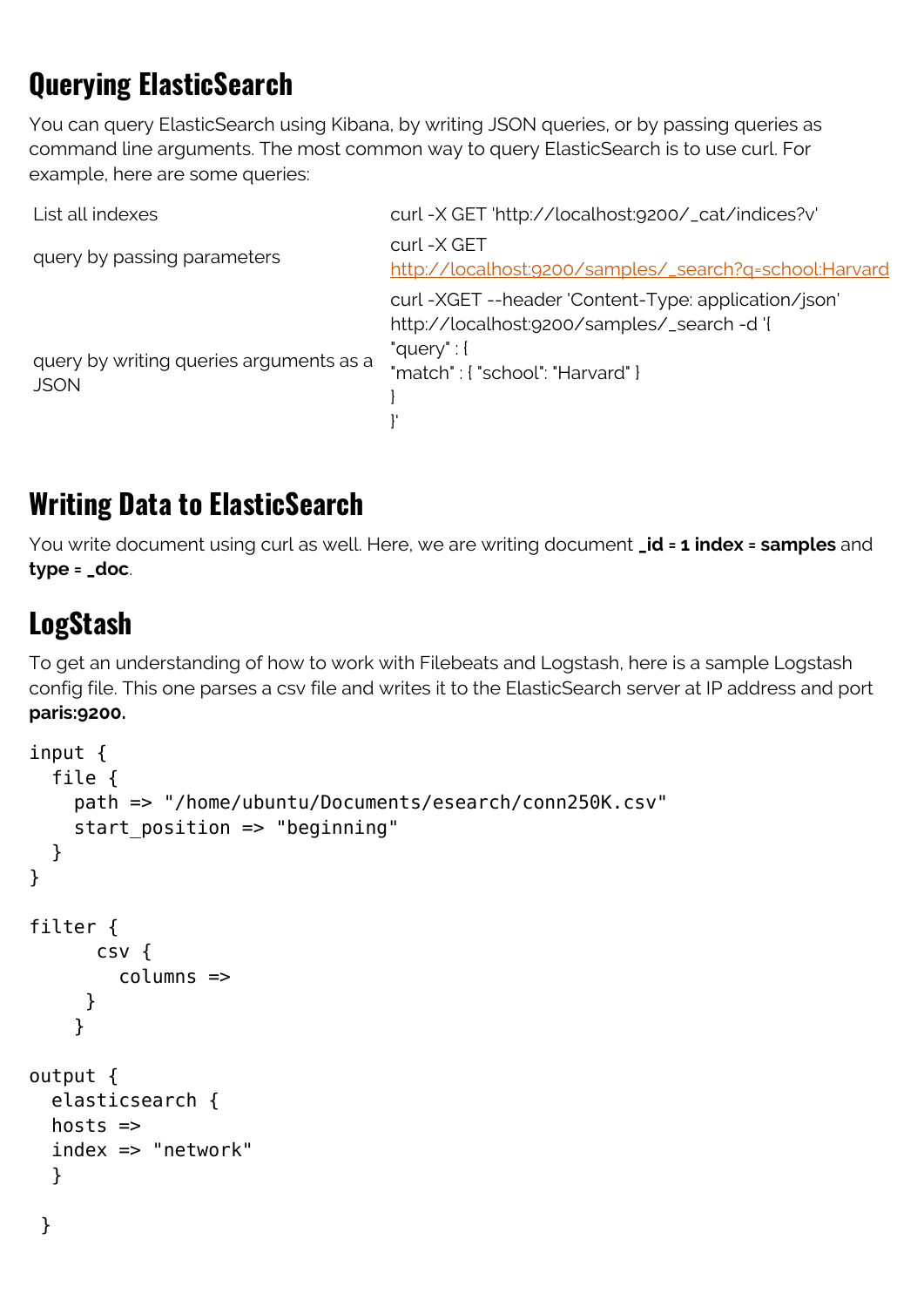## Querying ElasticSearch

You can query ElasticSearch using Kibana, by writing JSON queries, or by passing queries as command line arguments. The most common way to query ElasticSearch is to use curl. For example, here are some queries:

| | |
|---|---|
| List all indexes | curl -X GET 'http://localhost:9200/_cat/indices?v' |
| query by passing parameters | curl -X GET http://localhost:9200/samples/_search?q=school:Harvard |
| query by writing queries arguments as a JSON | curl -XGET --header 'Content-Type: application/json' http://localhost:9200/samples/_search -d '{ "query" : { "match" : { "school": "Harvard" } } }' |

## Writing Data to ElasticSearch

You write document using curl as well. Here, we are writing document **_id = 1 index = samples** and **type = _doc**.

## LogStash

To get an understanding of how to work with Filebeats and Logstash, here is a sample Logstash config file. This one parses a csv file and writes it to the ElasticSearch server at IP address and port **paris:9200.**

```
input {
  file {
    path => "/home/ubuntu/Documents/esearch/conn250K.csv"
    start_position => "beginning"
  }
}

filter {
      csv {
        columns =>
     }
    }

output {
  elasticsearch {
  hosts =>
  index => "network"
  }

 }
```